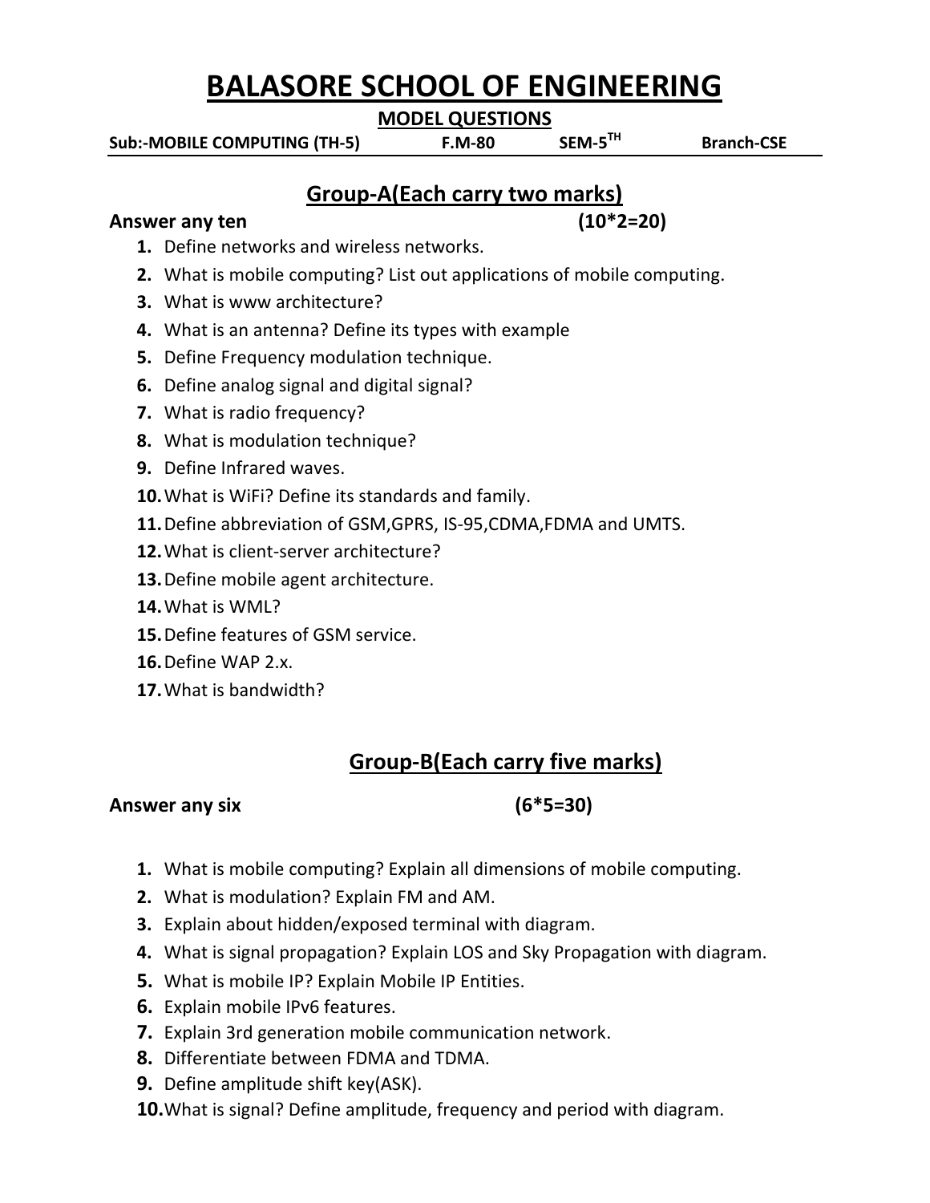# BALASORE SCHOOL OF ENGINEERING

## MODEL QUESTIONS

**Sub:-MOBILE COMPUTING (TH-5)  F.M-80  SEM-5$^{TH}$  Branch-CSE**

## Group-A(Each carry two marks)

**Answer any ten  (10*2=20)**

1. Define networks and wireless networks.
2. What is mobile computing? List out applications of mobile computing.
3. What is www architecture?
4. What is an antenna? Define its types with example
5. Define Frequency modulation technique.
6. Define analog signal and digital signal?
7. What is radio frequency?
8. What is modulation technique?
9. Define Infrared waves.
10. What is WiFi? Define its standards and family.
11. Define abbreviation of GSM,GPRS, IS-95,CDMA,FDMA and UMTS.
12. What is client-server architecture?
13. Define mobile agent architecture.
14. What is WML?
15. Define features of GSM service.
16. Define WAP 2.x.
17. What is bandwidth?

## Group-B(Each carry five marks)

**Answer any six  (6*5=30)**

1. What is mobile computing? Explain all dimensions of mobile computing.
2. What is modulation? Explain FM and AM.
3. Explain about hidden/exposed terminal with diagram.
4. What is signal propagation? Explain LOS and Sky Propagation with diagram.
5. What is mobile IP? Explain Mobile IP Entities.
6. Explain mobile IPv6 features.
7. Explain 3rd generation mobile communication network.
8. Differentiate between FDMA and TDMA.
9. Define amplitude shift key(ASK).
10. What is signal? Define amplitude, frequency and period with diagram.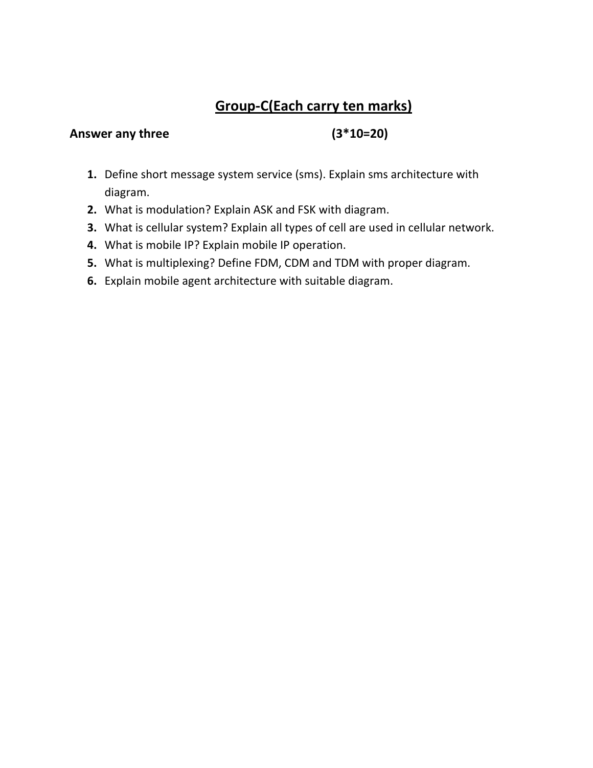## Group-C(Each carry ten marks)

**Answer any three (3*10=20)**

1. Define short message system service (sms). Explain sms architecture with diagram.
2. What is modulation? Explain ASK and FSK with diagram.
3. What is cellular system? Explain all types of cell are used in cellular network.
4. What is mobile IP? Explain mobile IP operation.
5. What is multiplexing? Define FDM, CDM and TDM with proper diagram.
6. Explain mobile agent architecture with suitable diagram.